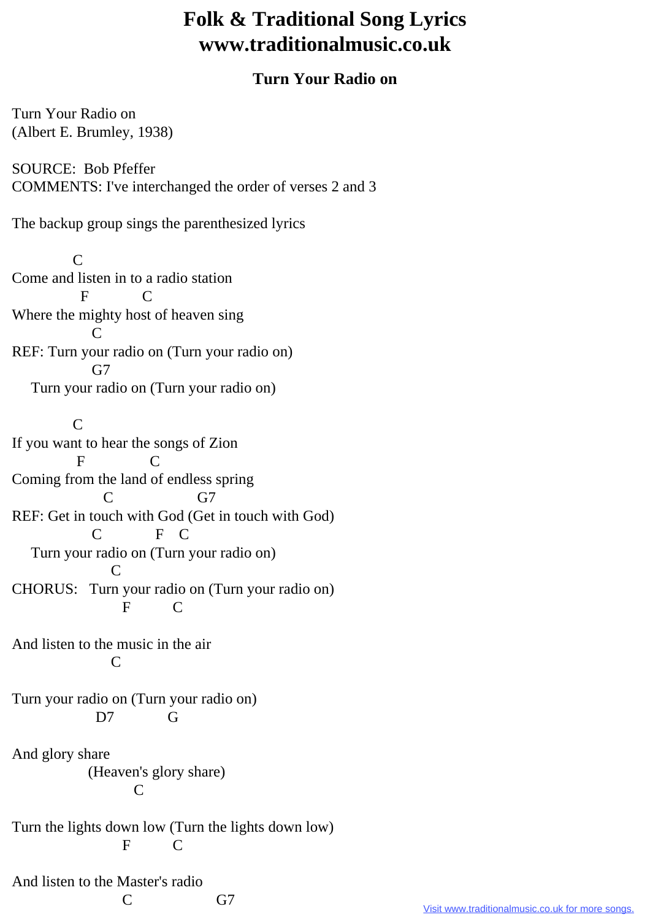# Folk & Traditional Song Lyrics
# www.traditionalmusic.co.uk

## Turn Your Radio on

Turn Your Radio on
(Albert E. Brumley, 1938)

SOURCE: Bob Pfeffer
COMMENTS: I've interchanged the order of verses 2 and 3

The backup group sings the parenthesized lyrics

```
           C
Come and listen in to a radio station
            F           C
Where the mighty host of heaven sing
              C
REF: Turn your radio on (Turn your radio on)
              G7
    Turn your radio on (Turn your radio on)

           C
If you want to hear the songs of Zion
           F            C
Coming from the land of endless spring
                 C                 G7
REF: Get in touch with God (Get in touch with God)
              C            F   C
    Turn your radio on (Turn your radio on)
                 C
CHORUS:   Turn your radio on (Turn your radio on)
                   F        C

And listen to the music in the air
                 C

Turn your radio on (Turn your radio on)
               D7           G

And glory share
              (Heaven's glory share)
                      C

Turn the lights down low (Turn the lights down low)
                   F        C

And listen to the Master's radio
                   C                 G7
```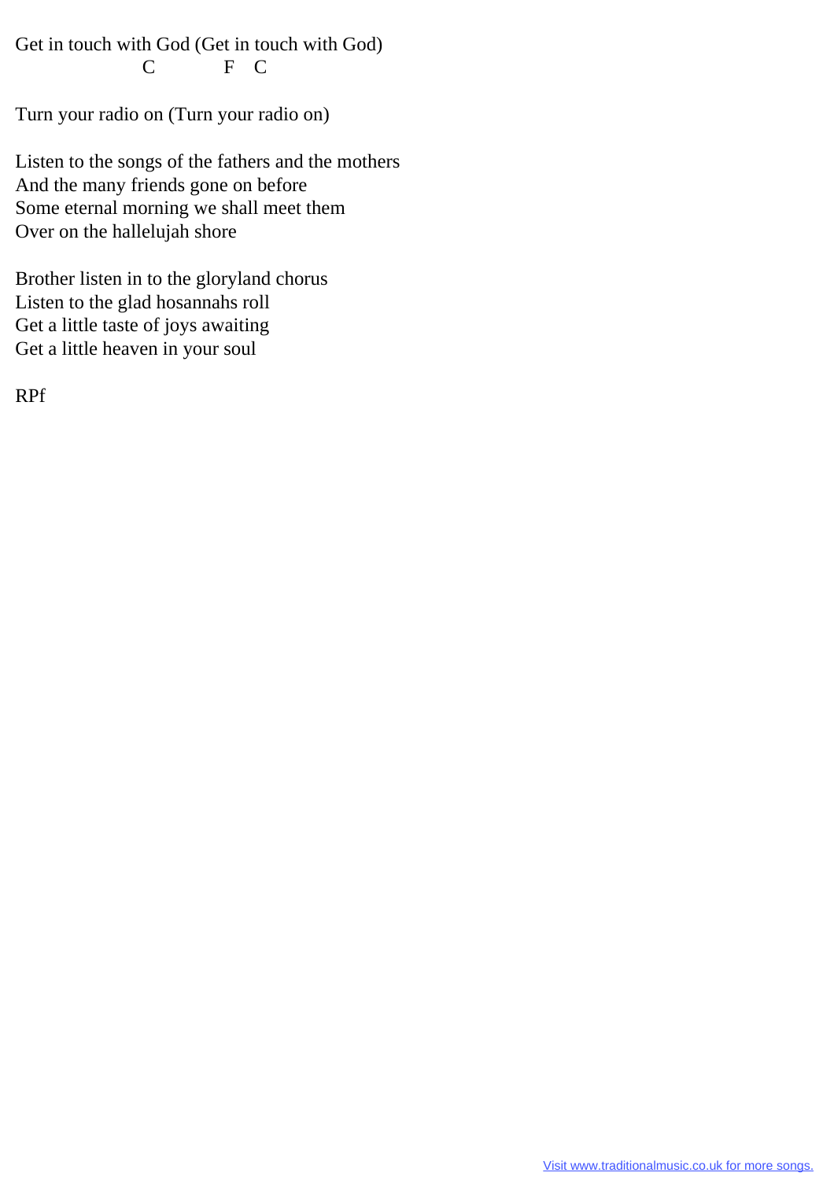Get in touch with God (Get in touch with God)

```
                  C           F   C
```

Turn your radio on (Turn your radio on)

Listen to the songs of the fathers and the mothers
And the many friends gone on before
Some eternal morning we shall meet them
Over on the hallelujah shore

Brother listen in to the gloryland chorus
Listen to the glad hosannahs roll
Get a little taste of joys awaiting
Get a little heaven in your soul

RPf